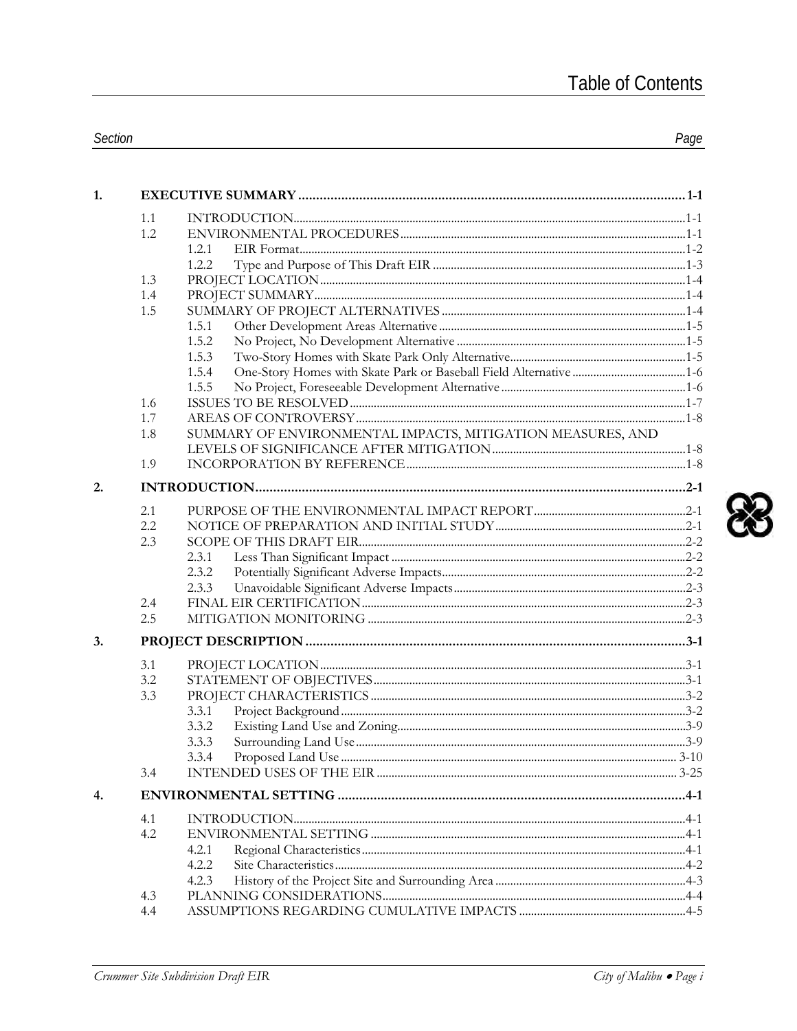# Table of Contents

| Section | | | Page |
|---|---|---|---|
| **1.** | **EXECUTIVE SUMMARY** | | **1-1** |
| | 1.1 | INTRODUCTION | 1-1 |
| | 1.2 | ENVIRONMENTAL PROCEDURES | 1-1 |
| | | 1.2.1 EIR Format | 1-2 |
| | | 1.2.2 Type and Purpose of This Draft EIR | 1-3 |
| | 1.3 | PROJECT LOCATION | 1-4 |
| | 1.4 | PROJECT SUMMARY | 1-4 |
| | 1.5 | SUMMARY OF PROJECT ALTERNATIVES | 1-4 |
| | | 1.5.1 Other Development Areas Alternative | 1-5 |
| | | 1.5.2 No Project, No Development Alternative | 1-5 |
| | | 1.5.3 Two-Story Homes with Skate Park Only Alternative | 1-5 |
| | | 1.5.4 One-Story Homes with Skate Park or Baseball Field Alternative | 1-6 |
| | | 1.5.5 No Project, Foreseeable Development Alternative | 1-6 |
| | 1.6 | ISSUES TO BE RESOLVED | 1-7 |
| | 1.7 | AREAS OF CONTROVERSY | 1-8 |
| | 1.8 | SUMMARY OF ENVIRONMENTAL IMPACTS, MITIGATION MEASURES, AND LEVELS OF SIGNIFICANCE AFTER MITIGATION | 1-8 |
| | 1.9 | INCORPORATION BY REFERENCE | 1-8 |
| **2.** | **INTRODUCTION** | | **2-1** |
| | 2.1 | PURPOSE OF THE ENVIRONMENTAL IMPACT REPORT | 2-1 |
| | 2.2 | NOTICE OF PREPARATION AND INITIAL STUDY | 2-1 |
| | 2.3 | SCOPE OF THIS DRAFT EIR | 2-2 |
| | | 2.3.1 Less Than Significant Impact | 2-2 |
| | | 2.3.2 Potentially Significant Adverse Impacts | 2-2 |
| | | 2.3.3 Unavoidable Significant Adverse Impacts | 2-3 |
| | 2.4 | FINAL EIR CERTIFICATION | 2-3 |
| | 2.5 | MITIGATION MONITORING | 2-3 |
| **3.** | **PROJECT DESCRIPTION** | | **3-1** |
| | 3.1 | PROJECT LOCATION | 3-1 |
| | 3.2 | STATEMENT OF OBJECTIVES | 3-1 |
| | 3.3 | PROJECT CHARACTERISTICS | 3-2 |
| | | 3.3.1 Project Background | 3-2 |
| | | 3.3.2 Existing Land Use and Zoning | 3-9 |
| | | 3.3.3 Surrounding Land Use | 3-9 |
| | | 3.3.4 Proposed Land Use | 3-10 |
| | 3.4 | INTENDED USES OF THE EIR | 3-25 |
| **4.** | **ENVIRONMENTAL SETTING** | | **4-1** |
| | 4.1 | INTRODUCTION | 4-1 |
| | 4.2 | ENVIRONMENTAL SETTING | 4-1 |
| | | 4.2.1 Regional Characteristics | 4-1 |
| | | 4.2.2 Site Characteristics | 4-2 |
| | | 4.2.3 History of the Project Site and Surrounding Area | 4-3 |
| | 4.3 | PLANNING CONSIDERATIONS | 4-4 |
| | 4.4 | ASSUMPTIONS REGARDING CUMULATIVE IMPACTS | 4-5 |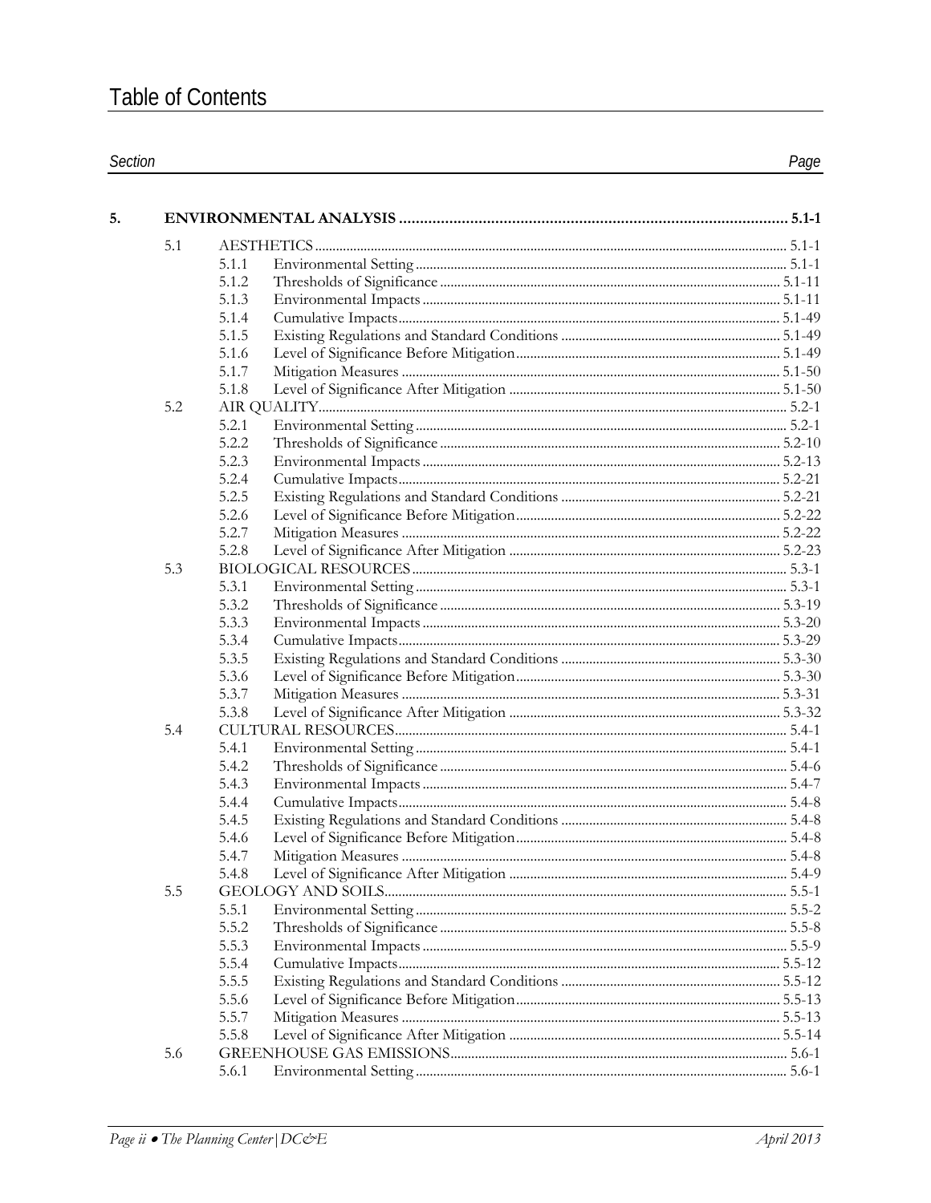# Table of Contents

| Section | | | Page |
|---|---|---|---|
| **5.** | **ENVIRONMENTAL ANALYSIS** | | **5.1-1** |
| 5.1 | AESTHETICS | | 5.1-1 |
| | 5.1.1 | Environmental Setting | 5.1-1 |
| | 5.1.2 | Thresholds of Significance | 5.1-11 |
| | 5.1.3 | Environmental Impacts | 5.1-11 |
| | 5.1.4 | Cumulative Impacts | 5.1-49 |
| | 5.1.5 | Existing Regulations and Standard Conditions | 5.1-49 |
| | 5.1.6 | Level of Significance Before Mitigation | 5.1-49 |
| | 5.1.7 | Mitigation Measures | 5.1-50 |
| | 5.1.8 | Level of Significance After Mitigation | 5.1-50 |
| 5.2 | AIR QUALITY | | 5.2-1 |
| | 5.2.1 | Environmental Setting | 5.2-1 |
| | 5.2.2 | Thresholds of Significance | 5.2-10 |
| | 5.2.3 | Environmental Impacts | 5.2-13 |
| | 5.2.4 | Cumulative Impacts | 5.2-21 |
| | 5.2.5 | Existing Regulations and Standard Conditions | 5.2-21 |
| | 5.2.6 | Level of Significance Before Mitigation | 5.2-22 |
| | 5.2.7 | Mitigation Measures | 5.2-22 |
| | 5.2.8 | Level of Significance After Mitigation | 5.2-23 |
| 5.3 | BIOLOGICAL RESOURCES | | 5.3-1 |
| | 5.3.1 | Environmental Setting | 5.3-1 |
| | 5.3.2 | Thresholds of Significance | 5.3-19 |
| | 5.3.3 | Environmental Impacts | 5.3-20 |
| | 5.3.4 | Cumulative Impacts | 5.3-29 |
| | 5.3.5 | Existing Regulations and Standard Conditions | 5.3-30 |
| | 5.3.6 | Level of Significance Before Mitigation | 5.3-30 |
| | 5.3.7 | Mitigation Measures | 5.3-31 |
| | 5.3.8 | Level of Significance After Mitigation | 5.3-32 |
| 5.4 | CULTURAL RESOURCES | | 5.4-1 |
| | 5.4.1 | Environmental Setting | 5.4-1 |
| | 5.4.2 | Thresholds of Significance | 5.4-6 |
| | 5.4.3 | Environmental Impacts | 5.4-7 |
| | 5.4.4 | Cumulative Impacts | 5.4-8 |
| | 5.4.5 | Existing Regulations and Standard Conditions | 5.4-8 |
| | 5.4.6 | Level of Significance Before Mitigation | 5.4-8 |
| | 5.4.7 | Mitigation Measures | 5.4-8 |
| | 5.4.8 | Level of Significance After Mitigation | 5.4-9 |
| 5.5 | GEOLOGY AND SOILS | | 5.5-1 |
| | 5.5.1 | Environmental Setting | 5.5-2 |
| | 5.5.2 | Thresholds of Significance | 5.5-8 |
| | 5.5.3 | Environmental Impacts | 5.5-9 |
| | 5.5.4 | Cumulative Impacts | 5.5-12 |
| | 5.5.5 | Existing Regulations and Standard Conditions | 5.5-12 |
| | 5.5.6 | Level of Significance Before Mitigation | 5.5-13 |
| | 5.5.7 | Mitigation Measures | 5.5-13 |
| | 5.5.8 | Level of Significance After Mitigation | 5.5-14 |
| 5.6 | GREENHOUSE GAS EMISSIONS | | 5.6-1 |
| | 5.6.1 | Environmental Setting | 5.6-1 |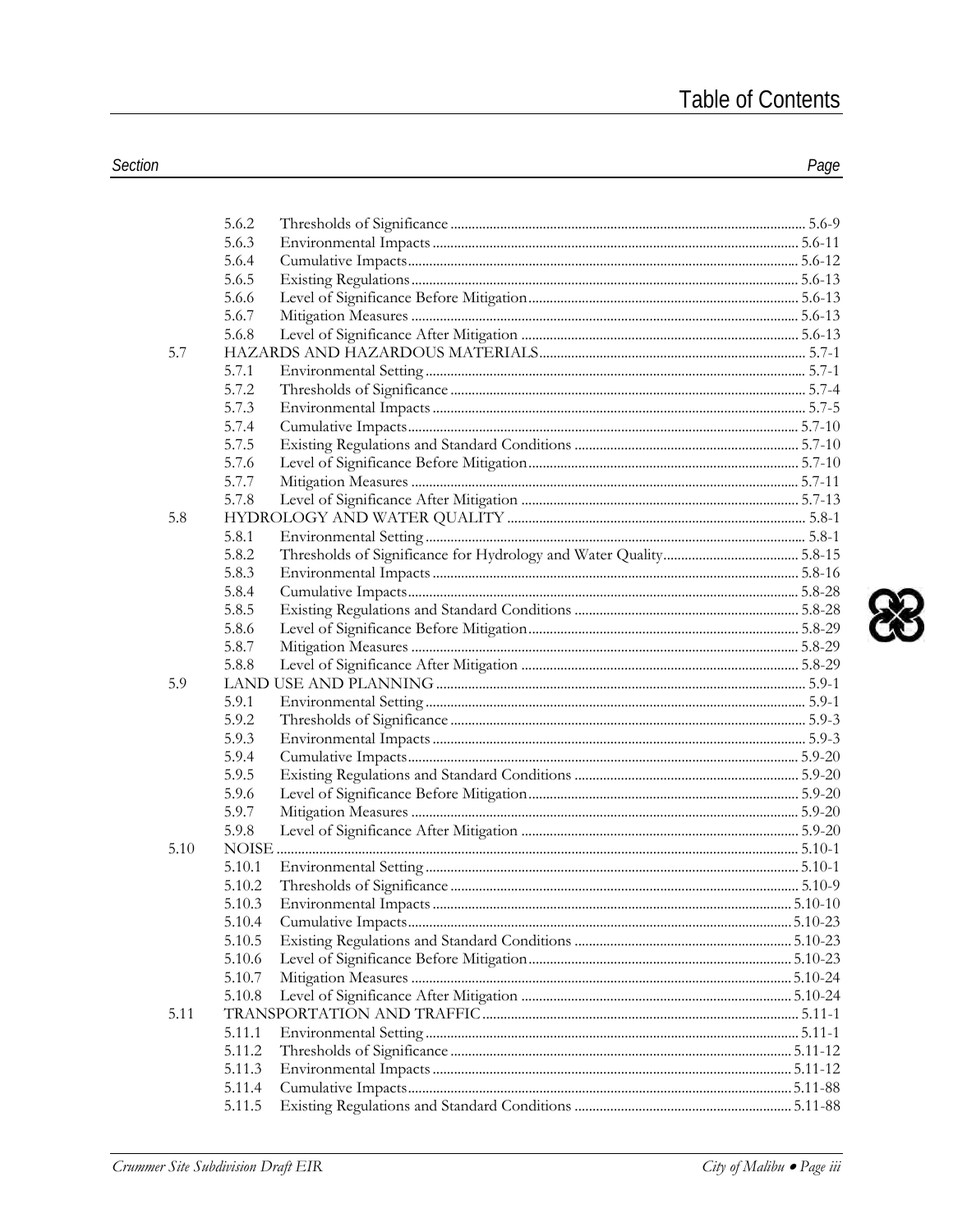# Table of Contents

| Section | | | Page |
|---|---|---|---|
| | 5.6.2 | Thresholds of Significance | 5.6-9 |
| | 5.6.3 | Environmental Impacts | 5.6-11 |
| | 5.6.4 | Cumulative Impacts | 5.6-12 |
| | 5.6.5 | Existing Regulations | 5.6-13 |
| | 5.6.6 | Level of Significance Before Mitigation | 5.6-13 |
| | 5.6.7 | Mitigation Measures | 5.6-13 |
| | 5.6.8 | Level of Significance After Mitigation | 5.6-13 |
| 5.7 | HAZARDS AND HAZARDOUS MATERIALS | | 5.7-1 |
| | 5.7.1 | Environmental Setting | 5.7-1 |
| | 5.7.2 | Thresholds of Significance | 5.7-4 |
| | 5.7.3 | Environmental Impacts | 5.7-5 |
| | 5.7.4 | Cumulative Impacts | 5.7-10 |
| | 5.7.5 | Existing Regulations and Standard Conditions | 5.7-10 |
| | 5.7.6 | Level of Significance Before Mitigation | 5.7-10 |
| | 5.7.7 | Mitigation Measures | 5.7-11 |
| | 5.7.8 | Level of Significance After Mitigation | 5.7-13 |
| 5.8 | HYDROLOGY AND WATER QUALITY | | 5.8-1 |
| | 5.8.1 | Environmental Setting | 5.8-1 |
| | 5.8.2 | Thresholds of Significance for Hydrology and Water Quality | 5.8-15 |
| | 5.8.3 | Environmental Impacts | 5.8-16 |
| | 5.8.4 | Cumulative Impacts | 5.8-28 |
| | 5.8.5 | Existing Regulations and Standard Conditions | 5.8-28 |
| | 5.8.6 | Level of Significance Before Mitigation | 5.8-29 |
| | 5.8.7 | Mitigation Measures | 5.8-29 |
| | 5.8.8 | Level of Significance After Mitigation | 5.8-29 |
| 5.9 | LAND USE AND PLANNING | | 5.9-1 |
| | 5.9.1 | Environmental Setting | 5.9-1 |
| | 5.9.2 | Thresholds of Significance | 5.9-3 |
| | 5.9.3 | Environmental Impacts | 5.9-3 |
| | 5.9.4 | Cumulative Impacts | 5.9-20 |
| | 5.9.5 | Existing Regulations and Standard Conditions | 5.9-20 |
| | 5.9.6 | Level of Significance Before Mitigation | 5.9-20 |
| | 5.9.7 | Mitigation Measures | 5.9-20 |
| | 5.9.8 | Level of Significance After Mitigation | 5.9-20 |
| 5.10 | NOISE | | 5.10-1 |
| | 5.10.1 | Environmental Setting | 5.10-1 |
| | 5.10.2 | Thresholds of Significance | 5.10-9 |
| | 5.10.3 | Environmental Impacts | 5.10-10 |
| | 5.10.4 | Cumulative Impacts | 5.10-23 |
| | 5.10.5 | Existing Regulations and Standard Conditions | 5.10-23 |
| | 5.10.6 | Level of Significance Before Mitigation | 5.10-23 |
| | 5.10.7 | Mitigation Measures | 5.10-24 |
| | 5.10.8 | Level of Significance After Mitigation | 5.10-24 |
| 5.11 | TRANSPORTATION AND TRAFFIC | | 5.11-1 |
| | 5.11.1 | Environmental Setting | 5.11-1 |
| | 5.11.2 | Thresholds of Significance | 5.11-12 |
| | 5.11.3 | Environmental Impacts | 5.11-12 |
| | 5.11.4 | Cumulative Impacts | 5.11-88 |
| | 5.11.5 | Existing Regulations and Standard Conditions | 5.11-88 |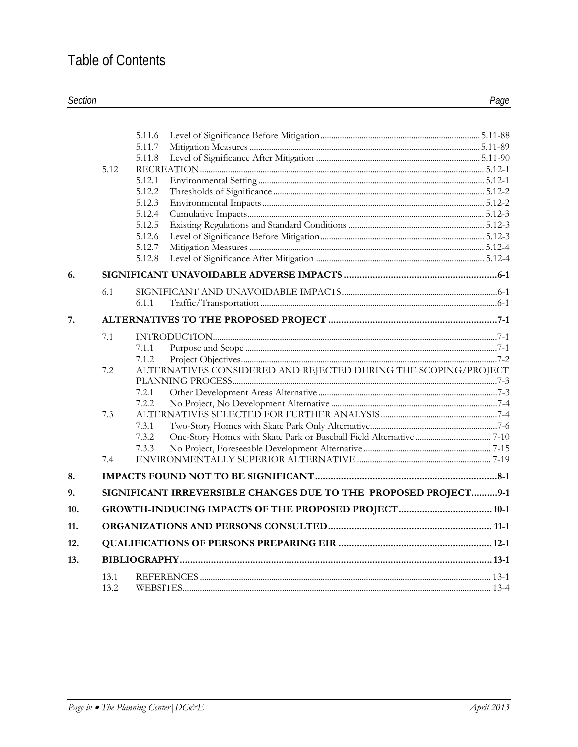# Table of Contents

| Section | | | | Page |
|---|---|---|---|---|
| | | 5.11.6 | Level of Significance Before Mitigation | 5.11-88 |
| | | 5.11.7 | Mitigation Measures | 5.11-89 |
| | | 5.11.8 | Level of Significance After Mitigation | 5.11-90 |
| | 5.12 | RECREATION | | 5.12-1 |
| | | 5.12.1 | Environmental Setting | 5.12-1 |
| | | 5.12.2 | Thresholds of Significance | 5.12-2 |
| | | 5.12.3 | Environmental Impacts | 5.12-2 |
| | | 5.12.4 | Cumulative Impacts | 5.12-3 |
| | | 5.12.5 | Existing Regulations and Standard Conditions | 5.12-3 |
| | | 5.12.6 | Level of Significance Before Mitigation | 5.12-3 |
| | | 5.12.7 | Mitigation Measures | 5.12-4 |
| | | 5.12.8 | Level of Significance After Mitigation | 5.12-4 |
| **6.** | **SIGNIFICANT UNAVOIDABLE ADVERSE IMPACTS** | | | **6-1** |
| | 6.1 | SIGNIFICANT AND UNAVOIDABLE IMPACTS | | 6-1 |
| | | 6.1.1 | Traffic/Transportation | 6-1 |
| **7.** | **ALTERNATIVES TO THE PROPOSED PROJECT** | | | **7-1** |
| | 7.1 | INTRODUCTION | | 7-1 |
| | | 7.1.1 | Purpose and Scope | 7-1 |
| | | 7.1.2 | Project Objectives | 7-2 |
| | 7.2 | ALTERNATIVES CONSIDERED AND REJECTED DURING THE SCOPING/PROJECT PLANNING PROCESS | | 7-3 |
| | | 7.2.1 | Other Development Areas Alternative | 7-3 |
| | | 7.2.2 | No Project, No Development Alternative | 7-4 |
| | 7.3 | ALTERNATIVES SELECTED FOR FURTHER ANALYSIS | | 7-4 |
| | | 7.3.1 | Two-Story Homes with Skate Park Only Alternative | 7-6 |
| | | 7.3.2 | One-Story Homes with Skate Park or Baseball Field Alternative | 7-10 |
| | | 7.3.3 | No Project, Foreseeable Development Alternative | 7-15 |
| | 7.4 | ENVIRONMENTALLY SUPERIOR ALTERNATIVE | | 7-19 |
| **8.** | **IMPACTS FOUND NOT TO BE SIGNIFICANT** | | | **8-1** |
| **9.** | **SIGNIFICANT IRREVERSIBLE CHANGES DUE TO THE PROPOSED PROJECT** | | | **9-1** |
| **10.** | **GROWTH-INDUCING IMPACTS OF THE PROPOSED PROJECT** | | | **10-1** |
| **11.** | **ORGANIZATIONS AND PERSONS CONSULTED** | | | **11-1** |
| **12.** | **QUALIFICATIONS OF PERSONS PREPARING EIR** | | | **12-1** |
| **13.** | **BIBLIOGRAPHY** | | | **13-1** |
| | 13.1 | REFERENCES | | 13-1 |
| | 13.2 | WEBSITES | | 13-4 |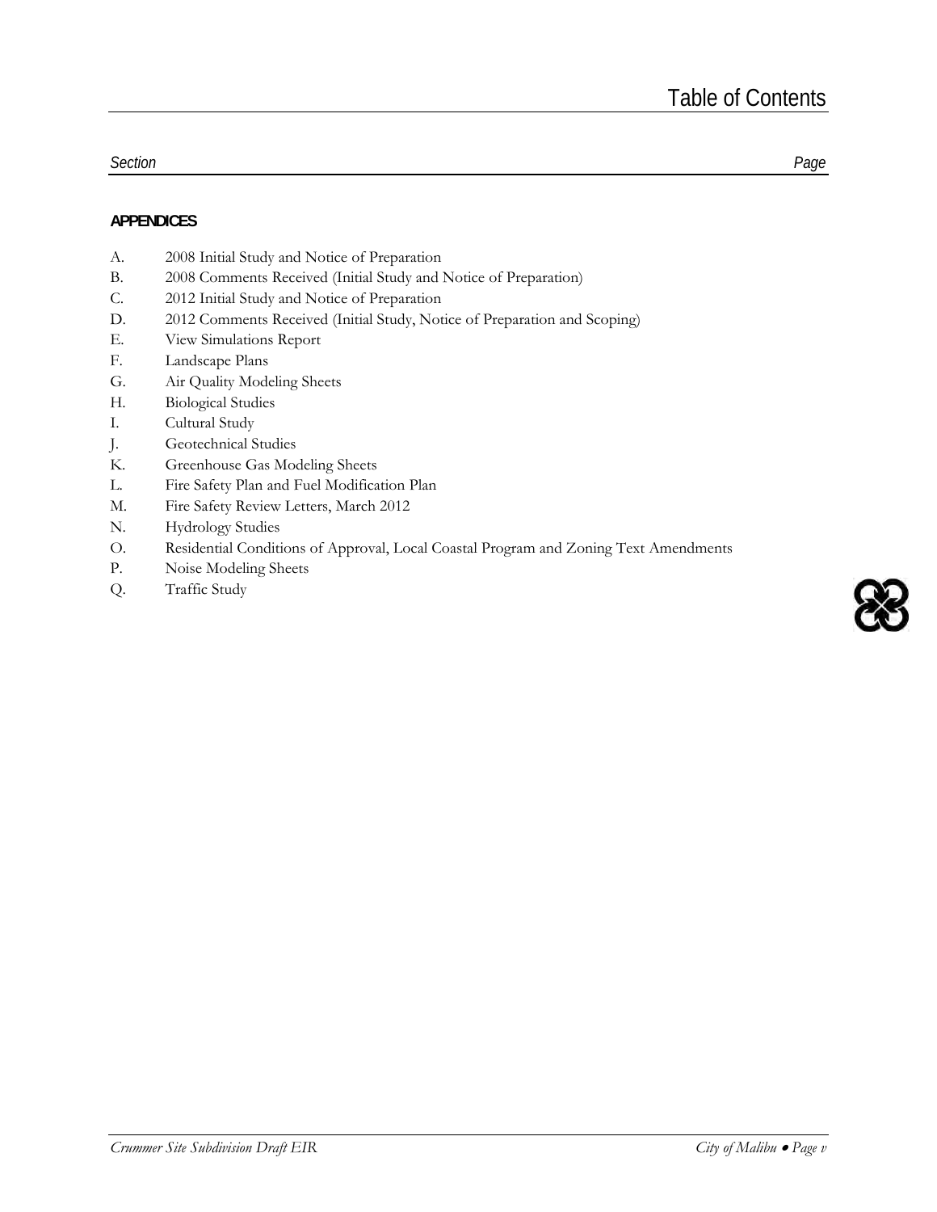# Table of Contents

*Section* *Page*

**APPENDICES**

A. 2008 Initial Study and Notice of Preparation
B. 2008 Comments Received (Initial Study and Notice of Preparation)
C. 2012 Initial Study and Notice of Preparation
D. 2012 Comments Received (Initial Study, Notice of Preparation and Scoping)
E. View Simulations Report
F. Landscape Plans
G. Air Quality Modeling Sheets
H. Biological Studies
I. Cultural Study
J. Geotechnical Studies
K. Greenhouse Gas Modeling Sheets
L. Fire Safety Plan and Fuel Modification Plan
M. Fire Safety Review Letters, March 2012
N. Hydrology Studies
O. Residential Conditions of Approval, Local Coastal Program and Zoning Text Amendments
P. Noise Modeling Sheets
Q. Traffic Study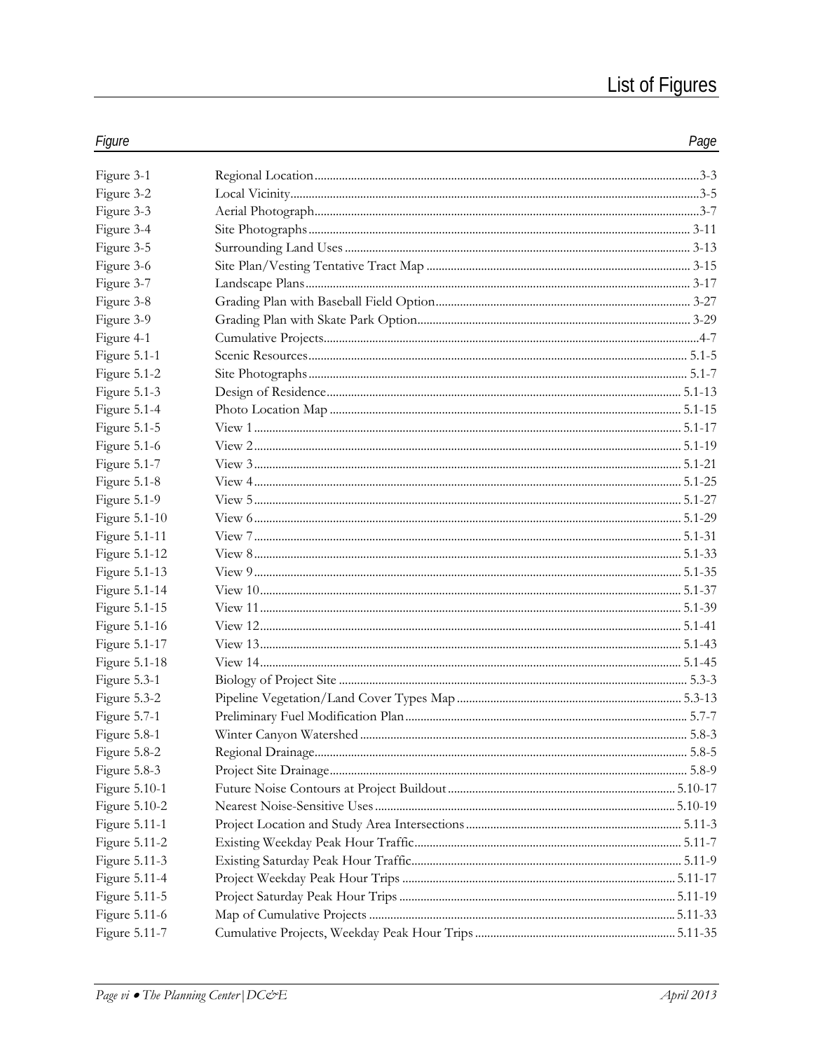# List of Figures

| Figure | | Page |
|---|---|---|
| Figure 3-1 | Regional Location | 3-3 |
| Figure 3-2 | Local Vicinity | 3-5 |
| Figure 3-3 | Aerial Photograph | 3-7 |
| Figure 3-4 | Site Photographs | 3-11 |
| Figure 3-5 | Surrounding Land Uses | 3-13 |
| Figure 3-6 | Site Plan/Vesting Tentative Tract Map | 3-15 |
| Figure 3-7 | Landscape Plans | 3-17 |
| Figure 3-8 | Grading Plan with Baseball Field Option | 3-27 |
| Figure 3-9 | Grading Plan with Skate Park Option | 3-29 |
| Figure 4-1 | Cumulative Projects | 4-7 |
| Figure 5.1-1 | Scenic Resources | 5.1-5 |
| Figure 5.1-2 | Site Photographs | 5.1-7 |
| Figure 5.1-3 | Design of Residence | 5.1-13 |
| Figure 5.1-4 | Photo Location Map | 5.1-15 |
| Figure 5.1-5 | View 1 | 5.1-17 |
| Figure 5.1-6 | View 2 | 5.1-19 |
| Figure 5.1-7 | View 3 | 5.1-21 |
| Figure 5.1-8 | View 4 | 5.1-25 |
| Figure 5.1-9 | View 5 | 5.1-27 |
| Figure 5.1-10 | View 6 | 5.1-29 |
| Figure 5.1-11 | View 7 | 5.1-31 |
| Figure 5.1-12 | View 8 | 5.1-33 |
| Figure 5.1-13 | View 9 | 5.1-35 |
| Figure 5.1-14 | View 10 | 5.1-37 |
| Figure 5.1-15 | View 11 | 5.1-39 |
| Figure 5.1-16 | View 12 | 5.1-41 |
| Figure 5.1-17 | View 13 | 5.1-43 |
| Figure 5.1-18 | View 14 | 5.1-45 |
| Figure 5.3-1 | Biology of Project Site | 5.3-3 |
| Figure 5.3-2 | Pipeline Vegetation/Land Cover Types Map | 5.3-13 |
| Figure 5.7-1 | Preliminary Fuel Modification Plan | 5.7-7 |
| Figure 5.8-1 | Winter Canyon Watershed | 5.8-3 |
| Figure 5.8-2 | Regional Drainage | 5.8-5 |
| Figure 5.8-3 | Project Site Drainage | 5.8-9 |
| Figure 5.10-1 | Future Noise Contours at Project Buildout | 5.10-17 |
| Figure 5.10-2 | Nearest Noise-Sensitive Uses | 5.10-19 |
| Figure 5.11-1 | Project Location and Study Area Intersections | 5.11-3 |
| Figure 5.11-2 | Existing Weekday Peak Hour Traffic | 5.11-7 |
| Figure 5.11-3 | Existing Saturday Peak Hour Traffic | 5.11-9 |
| Figure 5.11-4 | Project Weekday Peak Hour Trips | 5.11-17 |
| Figure 5.11-5 | Project Saturday Peak Hour Trips | 5.11-19 |
| Figure 5.11-6 | Map of Cumulative Projects | 5.11-33 |
| Figure 5.11-7 | Cumulative Projects, Weekday Peak Hour Trips | 5.11-35 |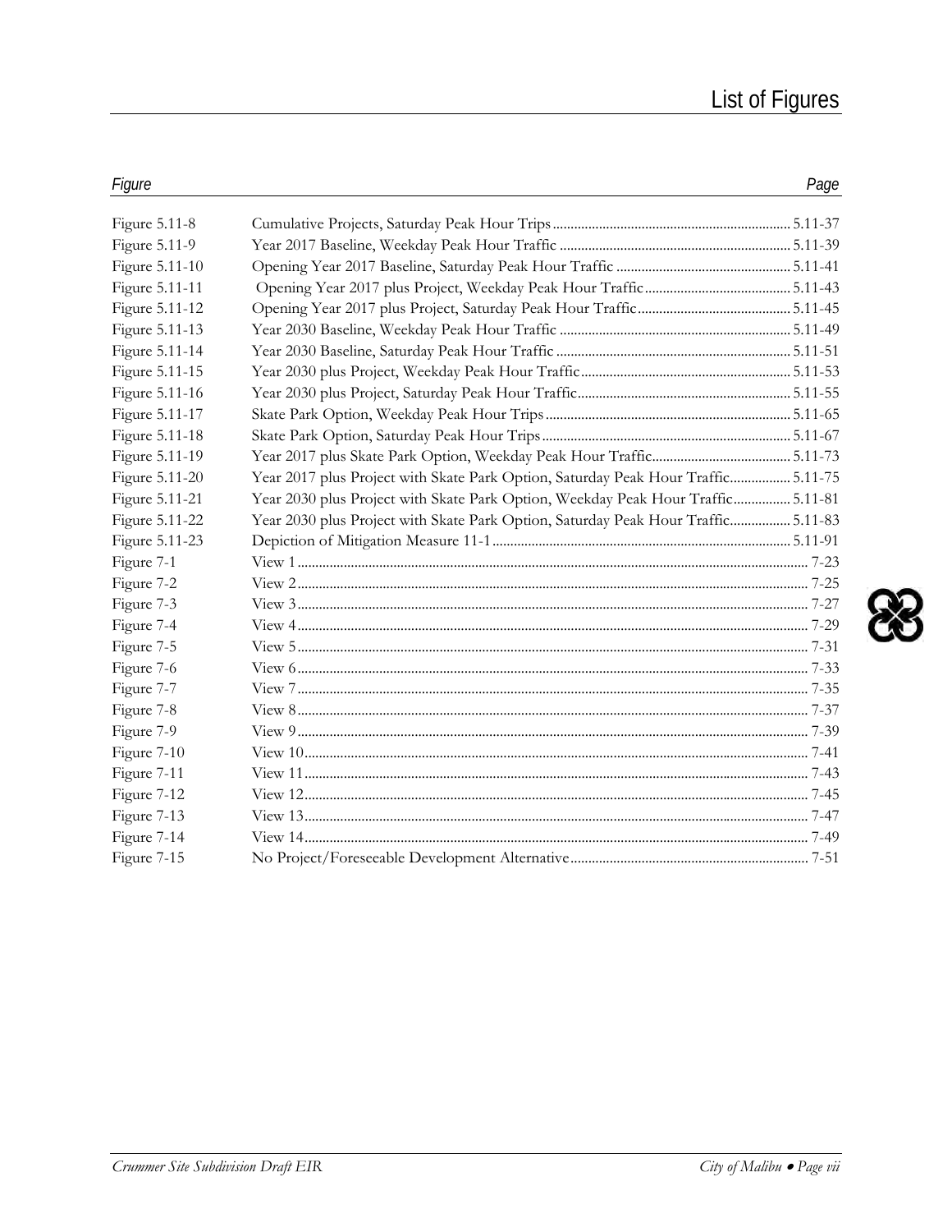# List of Figures

| Figure | | Page |
|---|---|---|
| Figure 5.11-8 | Cumulative Projects, Saturday Peak Hour Trips | 5.11-37 |
| Figure 5.11-9 | Year 2017 Baseline, Weekday Peak Hour Traffic | 5.11-39 |
| Figure 5.11-10 | Opening Year 2017 Baseline, Saturday Peak Hour Traffic | 5.11-41 |
| Figure 5.11-11 | Opening Year 2017 plus Project, Weekday Peak Hour Traffic | 5.11-43 |
| Figure 5.11-12 | Opening Year 2017 plus Project, Saturday Peak Hour Traffic | 5.11-45 |
| Figure 5.11-13 | Year 2030 Baseline, Weekday Peak Hour Traffic | 5.11-49 |
| Figure 5.11-14 | Year 2030 Baseline, Saturday Peak Hour Traffic | 5.11-51 |
| Figure 5.11-15 | Year 2030 plus Project, Weekday Peak Hour Traffic | 5.11-53 |
| Figure 5.11-16 | Year 2030 plus Project, Saturday Peak Hour Traffic | 5.11-55 |
| Figure 5.11-17 | Skate Park Option, Weekday Peak Hour Trips | 5.11-65 |
| Figure 5.11-18 | Skate Park Option, Saturday Peak Hour Trips | 5.11-67 |
| Figure 5.11-19 | Year 2017 plus Skate Park Option, Weekday Peak Hour Traffic | 5.11-73 |
| Figure 5.11-20 | Year 2017 plus Project with Skate Park Option, Saturday Peak Hour Traffic | 5.11-75 |
| Figure 5.11-21 | Year 2030 plus Project with Skate Park Option, Weekday Peak Hour Traffic | 5.11-81 |
| Figure 5.11-22 | Year 2030 plus Project with Skate Park Option, Saturday Peak Hour Traffic | 5.11-83 |
| Figure 5.11-23 | Depiction of Mitigation Measure 11-1 | 5.11-91 |
| Figure 7-1 | View 1 | 7-23 |
| Figure 7-2 | View 2 | 7-25 |
| Figure 7-3 | View 3 | 7-27 |
| Figure 7-4 | View 4 | 7-29 |
| Figure 7-5 | View 5 | 7-31 |
| Figure 7-6 | View 6 | 7-33 |
| Figure 7-7 | View 7 | 7-35 |
| Figure 7-8 | View 8 | 7-37 |
| Figure 7-9 | View 9 | 7-39 |
| Figure 7-10 | View 10 | 7-41 |
| Figure 7-11 | View 11 | 7-43 |
| Figure 7-12 | View 12 | 7-45 |
| Figure 7-13 | View 13 | 7-47 |
| Figure 7-14 | View 14 | 7-49 |
| Figure 7-15 | No Project/Foreseeable Development Alternative | 7-51 |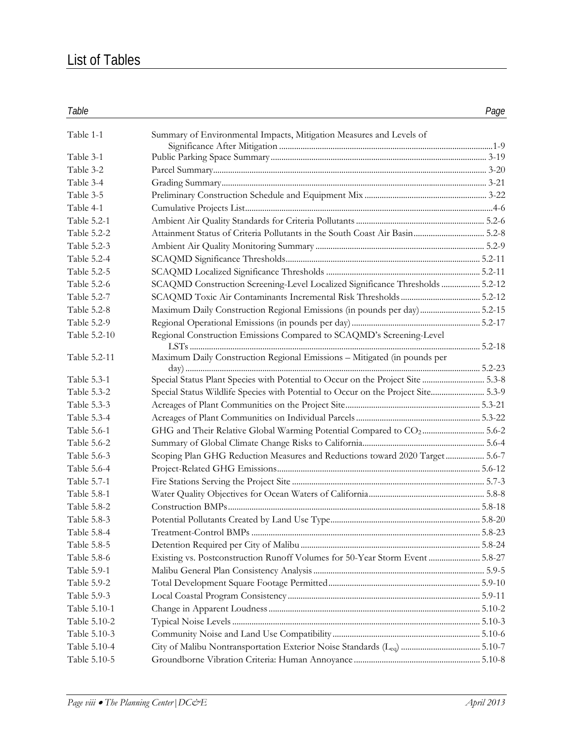# List of Tables

| Table | | Page |
|---|---|---|
| Table 1-1 | Summary of Environmental Impacts, Mitigation Measures and Levels of Significance After Mitigation | 1-9 |
| Table 3-1 | Public Parking Space Summary | 3-19 |
| Table 3-2 | Parcel Summary | 3-20 |
| Table 3-4 | Grading Summary | 3-21 |
| Table 3-5 | Preliminary Construction Schedule and Equipment Mix | 3-22 |
| Table 4-1 | Cumulative Projects List | 4-6 |
| Table 5.2-1 | Ambient Air Quality Standards for Criteria Pollutants | 5.2-6 |
| Table 5.2-2 | Attainment Status of Criteria Pollutants in the South Coast Air Basin | 5.2-8 |
| Table 5.2-3 | Ambient Air Quality Monitoring Summary | 5.2-9 |
| Table 5.2-4 | SCAQMD Significance Thresholds | 5.2-11 |
| Table 5.2-5 | SCAQMD Localized Significance Thresholds | 5.2-11 |
| Table 5.2-6 | SCAQMD Construction Screening-Level Localized Significance Thresholds | 5.2-12 |
| Table 5.2-7 | SCAQMD Toxic Air Contaminants Incremental Risk Thresholds | 5.2-12 |
| Table 5.2-8 | Maximum Daily Construction Regional Emissions (in pounds per day) | 5.2-15 |
| Table 5.2-9 | Regional Operational Emissions (in pounds per day) | 5.2-17 |
| Table 5.2-10 | Regional Construction Emissions Compared to SCAQMD's Screening-Level LSTs | 5.2-18 |
| Table 5.2-11 | Maximum Daily Construction Regional Emissions – Mitigated (in pounds per day) | 5.2-23 |
| Table 5.3-1 | Special Status Plant Species with Potential to Occur on the Project Site | 5.3-8 |
| Table 5.3-2 | Special Status Wildlife Species with Potential to Occur on the Project Site | 5.3-9 |
| Table 5.3-3 | Acreages of Plant Communities on the Project Site | 5.3-21 |
| Table 5.3-4 | Acreages of Plant Communities on Individual Parcels | 5.3-22 |
| Table 5.6-1 | GHG and Their Relative Global Warming Potential Compared to $CO_2$ | 5.6-2 |
| Table 5.6-2 | Summary of Global Climate Change Risks to California | 5.6-4 |
| Table 5.6-3 | Scoping Plan GHG Reduction Measures and Reductions toward 2020 Target | 5.6-7 |
| Table 5.6-4 | Project-Related GHG Emissions | 5.6-12 |
| Table 5.7-1 | Fire Stations Serving the Project Site | 5.7-3 |
| Table 5.8-1 | Water Quality Objectives for Ocean Waters of California | 5.8-8 |
| Table 5.8-2 | Construction BMPs | 5.8-18 |
| Table 5.8-3 | Potential Pollutants Created by Land Use Type | 5.8-20 |
| Table 5.8-4 | Treatment-Control BMPs | 5.8-23 |
| Table 5.8-5 | Detention Required per City of Malibu | 5.8-24 |
| Table 5.8-6 | Existing vs. Postconstruction Runoff Volumes for 50-Year Storm Event | 5.8-27 |
| Table 5.9-1 | Malibu General Plan Consistency Analysis | 5.9-5 |
| Table 5.9-2 | Total Development Square Footage Permitted | 5.9-10 |
| Table 5.9-3 | Local Coastal Program Consistency | 5.9-11 |
| Table 5.10-1 | Change in Apparent Loudness | 5.10-2 |
| Table 5.10-2 | Typical Noise Levels | 5.10-3 |
| Table 5.10-3 | Community Noise and Land Use Compatibility | 5.10-6 |
| Table 5.10-4 | City of Malibu Nontransportation Exterior Noise Standards ($L_{eq}$) | 5.10-7 |
| Table 5.10-5 | Groundborne Vibration Criteria: Human Annoyance | 5.10-8 |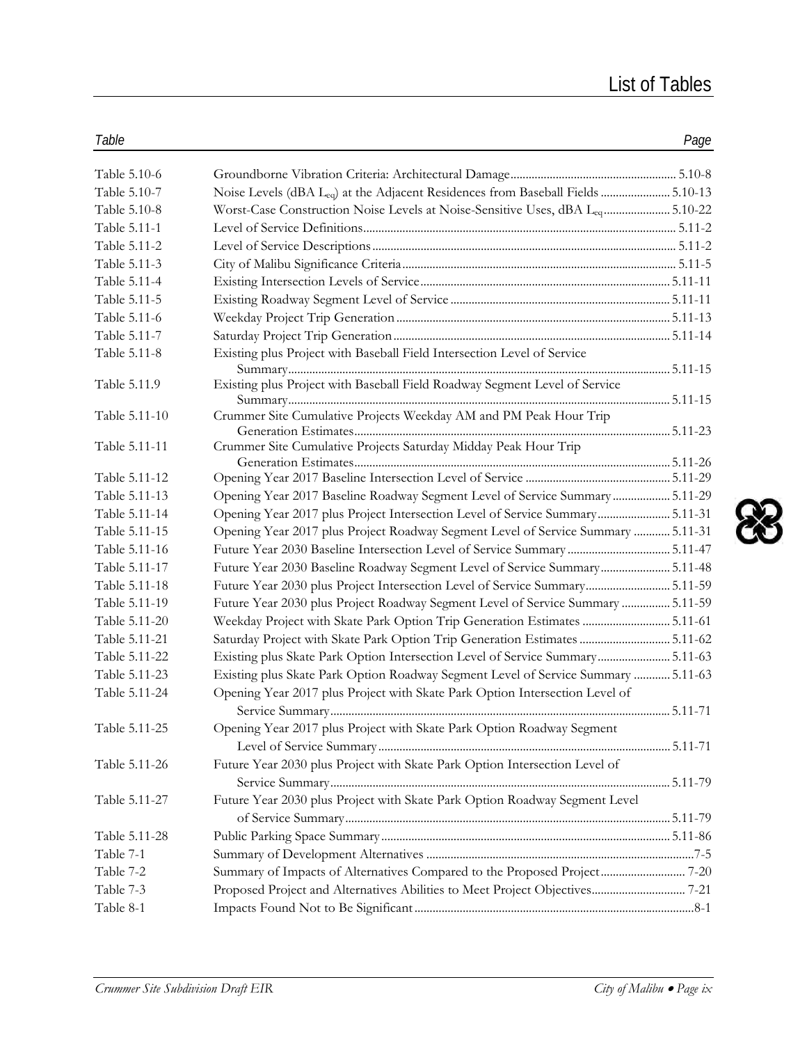# List of Tables

| Table | | Page |
|---|---|---|
| Table 5.10-6 | Groundborne Vibration Criteria: Architectural Damage | 5.10-8 |
| Table 5.10-7 | Noise Levels (dBA $L_{eq}$) at the Adjacent Residences from Baseball Fields | 5.10-13 |
| Table 5.10-8 | Worst-Case Construction Noise Levels at Noise-Sensitive Uses, dBA $L_{eq}$ | 5.10-22 |
| Table 5.11-1 | Level of Service Definitions | 5.11-2 |
| Table 5.11-2 | Level of Service Descriptions | 5.11-2 |
| Table 5.11-3 | City of Malibu Significance Criteria | 5.11-5 |
| Table 5.11-4 | Existing Intersection Levels of Service | 5.11-11 |
| Table 5.11-5 | Existing Roadway Segment Level of Service | 5.11-11 |
| Table 5.11-6 | Weekday Project Trip Generation | 5.11-13 |
| Table 5.11-7 | Saturday Project Trip Generation | 5.11-14 |
| Table 5.11-8 | Existing plus Project with Baseball Field Intersection Level of Service Summary | 5.11-15 |
| Table 5.11.9 | Existing plus Project with Baseball Field Roadway Segment Level of Service Summary | 5.11-15 |
| Table 5.11-10 | Crummer Site Cumulative Projects Weekday AM and PM Peak Hour Trip Generation Estimates | 5.11-23 |
| Table 5.11-11 | Crummer Site Cumulative Projects Saturday Midday Peak Hour Trip Generation Estimates | 5.11-26 |
| Table 5.11-12 | Opening Year 2017 Baseline Intersection Level of Service | 5.11-29 |
| Table 5.11-13 | Opening Year 2017 Baseline Roadway Segment Level of Service Summary | 5.11-29 |
| Table 5.11-14 | Opening Year 2017 plus Project Intersection Level of Service Summary | 5.11-31 |
| Table 5.11-15 | Opening Year 2017 plus Project Roadway Segment Level of Service Summary | 5.11-31 |
| Table 5.11-16 | Future Year 2030 Baseline Intersection Level of Service Summary | 5.11-47 |
| Table 5.11-17 | Future Year 2030 Baseline Roadway Segment Level of Service Summary | 5.11-48 |
| Table 5.11-18 | Future Year 2030 plus Project Intersection Level of Service Summary | 5.11-59 |
| Table 5.11-19 | Future Year 2030 plus Project Roadway Segment Level of Service Summary | 5.11-59 |
| Table 5.11-20 | Weekday Project with Skate Park Option Trip Generation Estimates | 5.11-61 |
| Table 5.11-21 | Saturday Project with Skate Park Option Trip Generation Estimates | 5.11-62 |
| Table 5.11-22 | Existing plus Skate Park Option Intersection Level of Service Summary | 5.11-63 |
| Table 5.11-23 | Existing plus Skate Park Option Roadway Segment Level of Service Summary | 5.11-63 |
| Table 5.11-24 | Opening Year 2017 plus Project with Skate Park Option Intersection Level of Service Summary | 5.11-71 |
| Table 5.11-25 | Opening Year 2017 plus Project with Skate Park Option Roadway Segment Level of Service Summary | 5.11-71 |
| Table 5.11-26 | Future Year 2030 plus Project with Skate Park Option Intersection Level of Service Summary | 5.11-79 |
| Table 5.11-27 | Future Year 2030 plus Project with Skate Park Option Roadway Segment Level of Service Summary | 5.11-79 |
| Table 5.11-28 | Public Parking Space Summary | 5.11-86 |
| Table 7-1 | Summary of Development Alternatives | 7-5 |
| Table 7-2 | Summary of Impacts of Alternatives Compared to the Proposed Project | 7-20 |
| Table 7-3 | Proposed Project and Alternatives Abilities to Meet Project Objectives | 7-21 |
| Table 8-1 | Impacts Found Not to Be Significant | 8-1 |